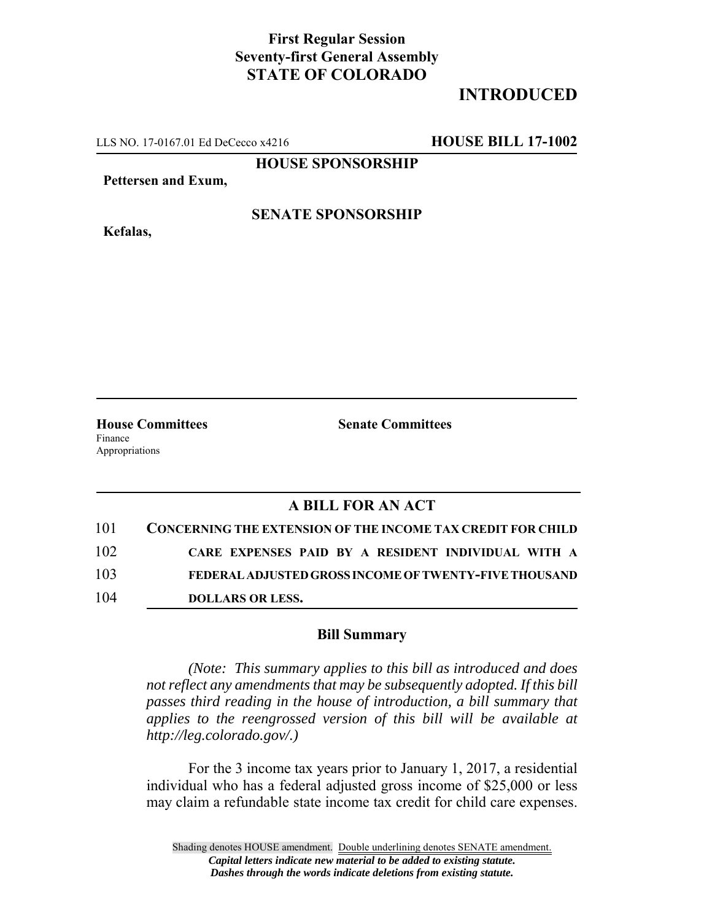**First Regular Session**
**Seventy-first General Assembly**
**STATE OF COLORADO**

# INTRODUCED

LLS NO. 17-0167.01 Ed DeCecco x4216 **HOUSE BILL 17-1002**

**HOUSE SPONSORSHIP**

**Pettersen and Exum,**

**SENATE SPONSORSHIP**

**Kefalas,**

**House Committees**
Finance
Appropriations

**Senate Committees**

## A BILL FOR AN ACT

101 **CONCERNING THE EXTENSION OF THE INCOME TAX CREDIT FOR CHILD**
102 **CARE EXPENSES PAID BY A RESIDENT INDIVIDUAL WITH A**
103 **FEDERAL ADJUSTED GROSS INCOME OF TWENTY-FIVE THOUSAND**
104 **DOLLARS OR LESS.**

### Bill Summary

*(Note: This summary applies to this bill as introduced and does not reflect any amendments that may be subsequently adopted. If this bill passes third reading in the house of introduction, a bill summary that applies to the reengrossed version of this bill will be available at http://leg.colorado.gov/.)*

For the 3 income tax years prior to January 1, 2017, a residential individual who has a federal adjusted gross income of $25,000 or less may claim a refundable state income tax credit for child care expenses.

Shading denotes HOUSE amendment. Double underlining denotes SENATE amendment.
***Capital letters indicate new material to be added to existing statute.***
***Dashes through the words indicate deletions from existing statute.***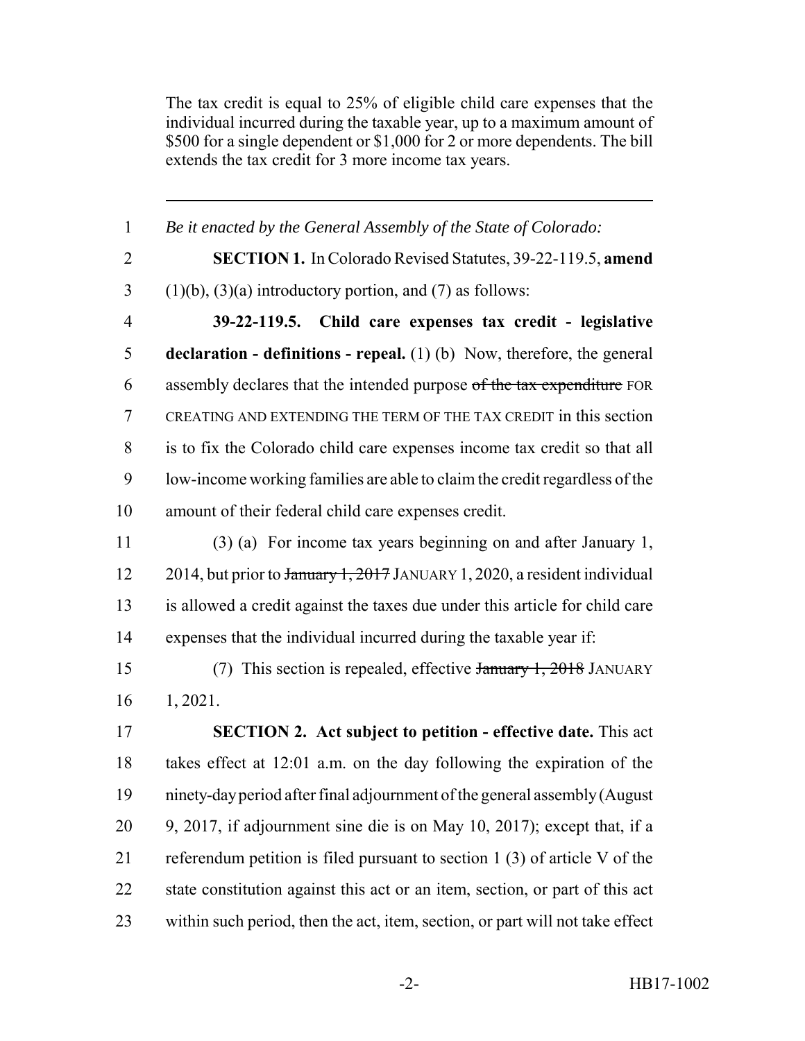The tax credit is equal to 25% of eligible child care expenses that the individual incurred during the taxable year, up to a maximum amount of $500 for a single dependent or $1,000 for 2 or more dependents. The bill extends the tax credit for 3 more income tax years.

---

1 *Be it enacted by the General Assembly of the State of Colorado:*

2 **SECTION 1.** In Colorado Revised Statutes, 39-22-119.5, **amend**
3 (1)(b), (3)(a) introductory portion, and (7) as follows:

4 **39-22-119.5. Child care expenses tax credit - legislative**
5 **declaration - definitions - repeal.** (1) (b) Now, therefore, the general
6 assembly declares that the intended purpose ~~of the tax expenditure~~ FOR
7 CREATING AND EXTENDING THE TERM OF THE TAX CREDIT in this section
8 is to fix the Colorado child care expenses income tax credit so that all
9 low-income working families are able to claim the credit regardless of the
10 amount of their federal child care expenses credit.

11 (3) (a) For income tax years beginning on and after January 1,
12 2014, but prior to ~~January 1, 2017~~ JANUARY 1, 2020, a resident individual
13 is allowed a credit against the taxes due under this article for child care
14 expenses that the individual incurred during the taxable year if:

15 (7) This section is repealed, effective ~~January 1, 2018~~ JANUARY
16 1, 2021.

17 **SECTION 2. Act subject to petition - effective date.** This act
18 takes effect at 12:01 a.m. on the day following the expiration of the
19 ninety-day period after final adjournment of the general assembly (August
20 9, 2017, if adjournment sine die is on May 10, 2017); except that, if a
21 referendum petition is filed pursuant to section 1 (3) of article V of the
22 state constitution against this act or an item, section, or part of this act
23 within such period, then the act, item, section, or part will not take effect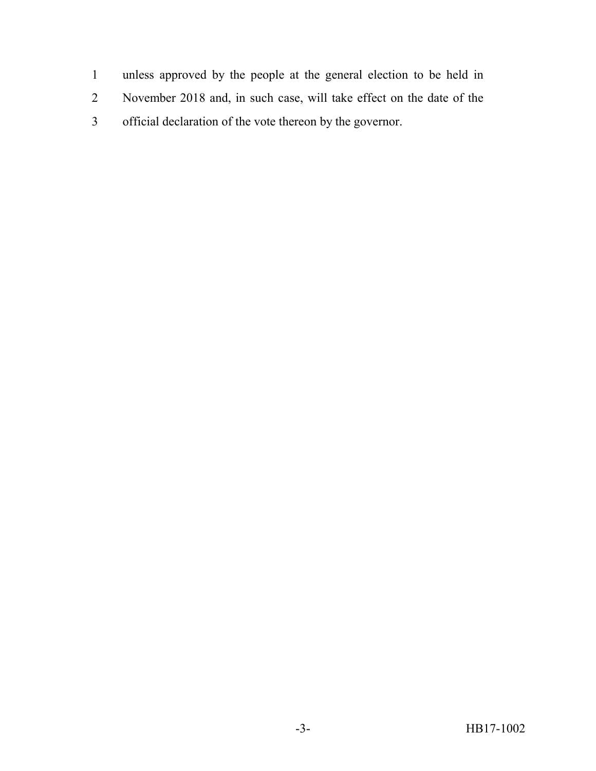unless approved by the people at the general election to be held in November 2018 and, in such case, will take effect on the date of the official declaration of the vote thereon by the governor.